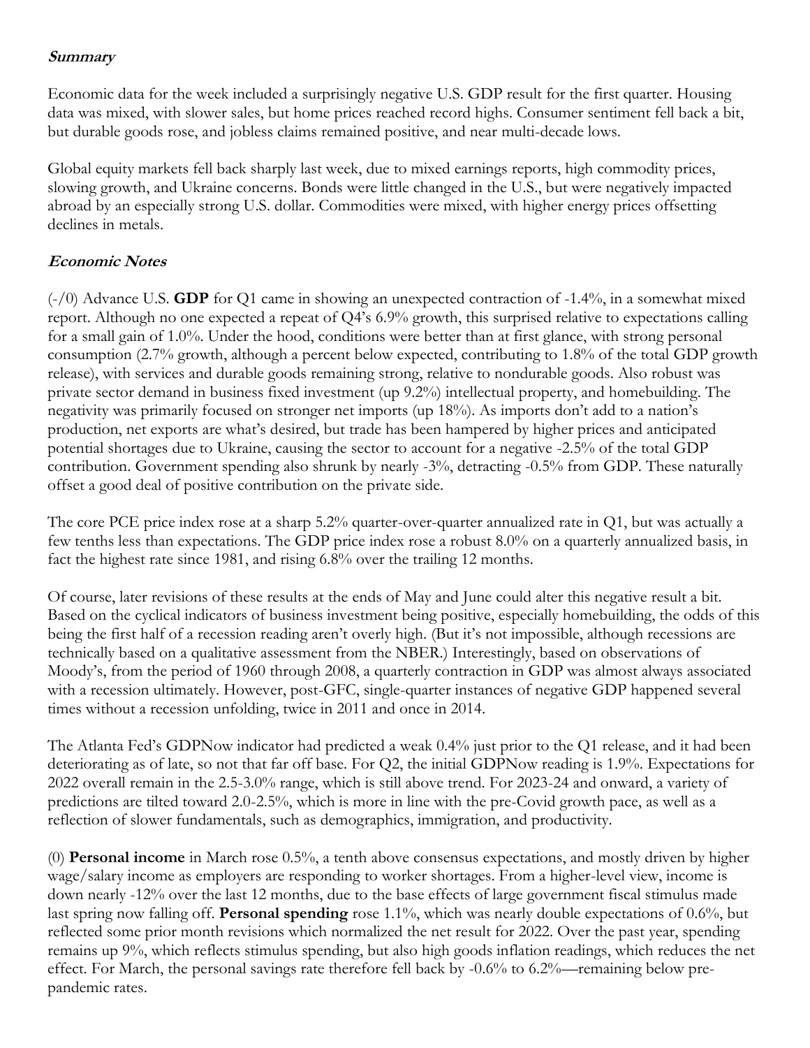### ***Summary***

Economic data for the week included a surprisingly negative U.S. GDP result for the first quarter. Housing data was mixed, with slower sales, but home prices reached record highs. Consumer sentiment fell back a bit, but durable goods rose, and jobless claims remained positive, and near multi-decade lows.

Global equity markets fell back sharply last week, due to mixed earnings reports, high commodity prices, slowing growth, and Ukraine concerns. Bonds were little changed in the U.S., but were negatively impacted abroad by an especially strong U.S. dollar. Commodities were mixed, with higher energy prices offsetting declines in metals.

### ***Economic Notes***

(-/0) Advance U.S. **GDP** for Q1 came in showing an unexpected contraction of -1.4%, in a somewhat mixed report. Although no one expected a repeat of Q4's 6.9% growth, this surprised relative to expectations calling for a small gain of 1.0%. Under the hood, conditions were better than at first glance, with strong personal consumption (2.7% growth, although a percent below expected, contributing to 1.8% of the total GDP growth release), with services and durable goods remaining strong, relative to nondurable goods. Also robust was private sector demand in business fixed investment (up 9.2%) intellectual property, and homebuilding. The negativity was primarily focused on stronger net imports (up 18%). As imports don't add to a nation's production, net exports are what's desired, but trade has been hampered by higher prices and anticipated potential shortages due to Ukraine, causing the sector to account for a negative -2.5% of the total GDP contribution. Government spending also shrunk by nearly -3%, detracting -0.5% from GDP. These naturally offset a good deal of positive contribution on the private side.

The core PCE price index rose at a sharp 5.2% quarter-over-quarter annualized rate in Q1, but was actually a few tenths less than expectations. The GDP price index rose a robust 8.0% on a quarterly annualized basis, in fact the highest rate since 1981, and rising 6.8% over the trailing 12 months.

Of course, later revisions of these results at the ends of May and June could alter this negative result a bit. Based on the cyclical indicators of business investment being positive, especially homebuilding, the odds of this being the first half of a recession reading aren't overly high. (But it's not impossible, although recessions are technically based on a qualitative assessment from the NBER.) Interestingly, based on observations of Moody's, from the period of 1960 through 2008, a quarterly contraction in GDP was almost always associated with a recession ultimately. However, post-GFC, single-quarter instances of negative GDP happened several times without a recession unfolding, twice in 2011 and once in 2014.

The Atlanta Fed's GDPNow indicator had predicted a weak 0.4% just prior to the Q1 release, and it had been deteriorating as of late, so not that far off base. For Q2, the initial GDPNow reading is 1.9%. Expectations for 2022 overall remain in the 2.5-3.0% range, which is still above trend. For 2023-24 and onward, a variety of predictions are tilted toward 2.0-2.5%, which is more in line with the pre-Covid growth pace, as well as a reflection of slower fundamentals, such as demographics, immigration, and productivity.

(0) **Personal income** in March rose 0.5%, a tenth above consensus expectations, and mostly driven by higher wage/salary income as employers are responding to worker shortages. From a higher-level view, income is down nearly -12% over the last 12 months, due to the base effects of large government fiscal stimulus made last spring now falling off. **Personal spending** rose 1.1%, which was nearly double expectations of 0.6%, but reflected some prior month revisions which normalized the net result for 2022. Over the past year, spending remains up 9%, which reflects stimulus spending, but also high goods inflation readings, which reduces the net effect. For March, the personal savings rate therefore fell back by -0.6% to 6.2%—remaining below pre-pandemic rates.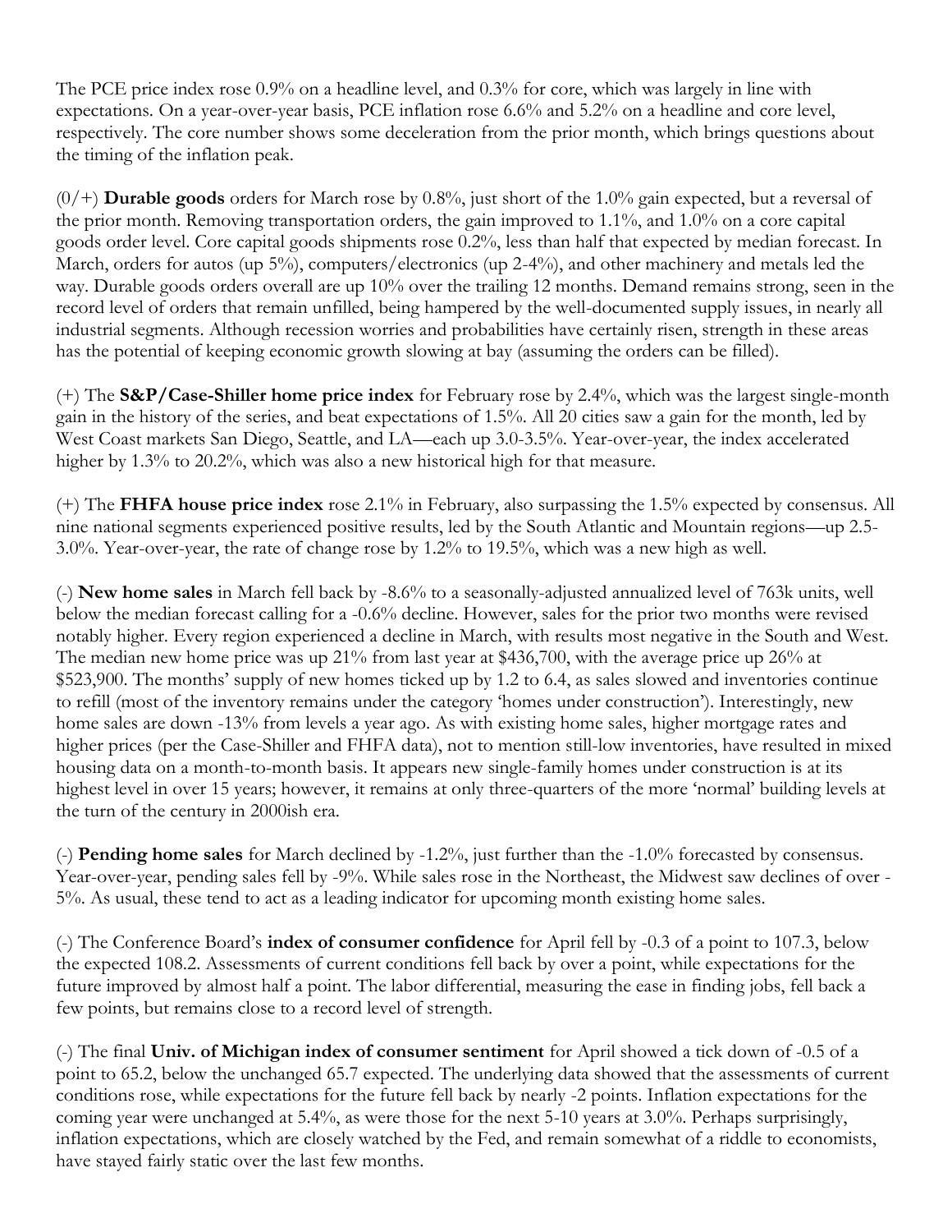The PCE price index rose 0.9% on a headline level, and 0.3% for core, which was largely in line with expectations. On a year-over-year basis, PCE inflation rose 6.6% and 5.2% on a headline and core level, respectively. The core number shows some deceleration from the prior month, which brings questions about the timing of the inflation peak.

(0/+) **Durable goods** orders for March rose by 0.8%, just short of the 1.0% gain expected, but a reversal of the prior month. Removing transportation orders, the gain improved to 1.1%, and 1.0% on a core capital goods order level. Core capital goods shipments rose 0.2%, less than half that expected by median forecast. In March, orders for autos (up 5%), computers/electronics (up 2-4%), and other machinery and metals led the way. Durable goods orders overall are up 10% over the trailing 12 months. Demand remains strong, seen in the record level of orders that remain unfilled, being hampered by the well-documented supply issues, in nearly all industrial segments. Although recession worries and probabilities have certainly risen, strength in these areas has the potential of keeping economic growth slowing at bay (assuming the orders can be filled).

(+) The **S&P/Case-Shiller home price index** for February rose by 2.4%, which was the largest single-month gain in the history of the series, and beat expectations of 1.5%. All 20 cities saw a gain for the month, led by West Coast markets San Diego, Seattle, and LA—each up 3.0-3.5%. Year-over-year, the index accelerated higher by 1.3% to 20.2%, which was also a new historical high for that measure.

(+) The **FHFA house price index** rose 2.1% in February, also surpassing the 1.5% expected by consensus. All nine national segments experienced positive results, led by the South Atlantic and Mountain regions—up 2.5-3.0%. Year-over-year, the rate of change rose by 1.2% to 19.5%, which was a new high as well.

(-) **New home sales** in March fell back by -8.6% to a seasonally-adjusted annualized level of 763k units, well below the median forecast calling for a -0.6% decline. However, sales for the prior two months were revised notably higher. Every region experienced a decline in March, with results most negative in the South and West. The median new home price was up 21% from last year at $436,700, with the average price up 26% at $523,900. The months' supply of new homes ticked up by 1.2 to 6.4, as sales slowed and inventories continue to refill (most of the inventory remains under the category 'homes under construction'). Interestingly, new home sales are down -13% from levels a year ago. As with existing home sales, higher mortgage rates and higher prices (per the Case-Shiller and FHFA data), not to mention still-low inventories, have resulted in mixed housing data on a month-to-month basis. It appears new single-family homes under construction is at its highest level in over 15 years; however, it remains at only three-quarters of the more 'normal' building levels at the turn of the century in 2000ish era.

(-) **Pending home sales** for March declined by -1.2%, just further than the -1.0% forecasted by consensus. Year-over-year, pending sales fell by -9%. While sales rose in the Northeast, the Midwest saw declines of over -5%. As usual, these tend to act as a leading indicator for upcoming month existing home sales.

(-) The Conference Board's **index of consumer confidence** for April fell by -0.3 of a point to 107.3, below the expected 108.2. Assessments of current conditions fell back by over a point, while expectations for the future improved by almost half a point. The labor differential, measuring the ease in finding jobs, fell back a few points, but remains close to a record level of strength.

(-) The final **Univ. of Michigan index of consumer sentiment** for April showed a tick down of -0.5 of a point to 65.2, below the unchanged 65.7 expected. The underlying data showed that the assessments of current conditions rose, while expectations for the future fell back by nearly -2 points. Inflation expectations for the coming year were unchanged at 5.4%, as were those for the next 5-10 years at 3.0%. Perhaps surprisingly, inflation expectations, which are closely watched by the Fed, and remain somewhat of a riddle to economists, have stayed fairly static over the last few months.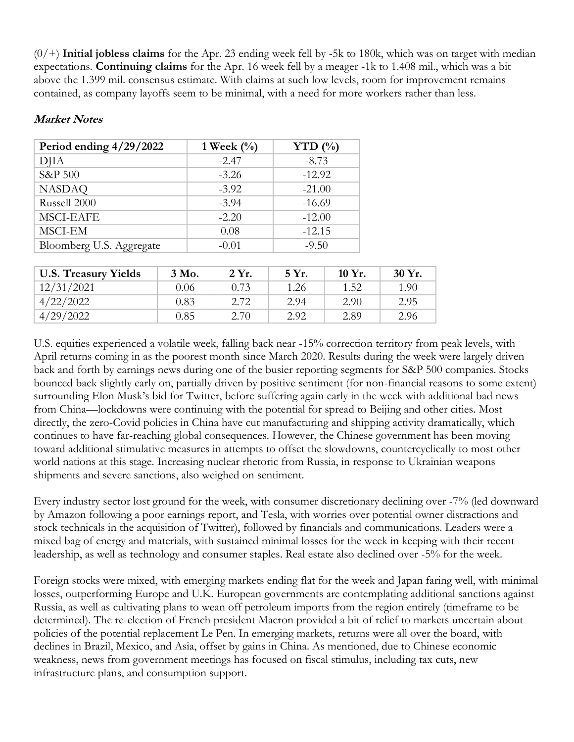(0/+) **Initial jobless claims** for the Apr. 23 ending week fell by -5k to 180k, which was on target with median expectations. **Continuing claims** for the Apr. 16 week fell by a meager -1k to 1.408 mil., which was a bit above the 1.399 mil. consensus estimate. With claims at such low levels, room for improvement remains contained, as company layoffs seem to be minimal, with a need for more workers rather than less.

***Market Notes***

| Period ending 4/29/2022 | 1 Week (%) | YTD (%) |
|---|---|---|
| DJIA | -2.47 | -8.73 |
| S&P 500 | -3.26 | -12.92 |
| NASDAQ | -3.92 | -21.00 |
| Russell 2000 | -3.94 | -16.69 |
| MSCI-EAFE | -2.20 | -12.00 |
| MSCI-EM | 0.08 | -12.15 |
| Bloomberg U.S. Aggregate | -0.01 | -9.50 |

| U.S. Treasury Yields | 3 Mo. | 2 Yr. | 5 Yr. | 10 Yr. | 30 Yr. |
|---|---|---|---|---|---|
| 12/31/2021 | 0.06 | 0.73 | 1.26 | 1.52 | 1.90 |
| 4/22/2022 | 0.83 | 2.72 | 2.94 | 2.90 | 2.95 |
| 4/29/2022 | 0.85 | 2.70 | 2.92 | 2.89 | 2.96 |

U.S. equities experienced a volatile week, falling back near -15% correction territory from peak levels, with April returns coming in as the poorest month since March 2020. Results during the week were largely driven back and forth by earnings news during one of the busier reporting segments for S&P 500 companies. Stocks bounced back slightly early on, partially driven by positive sentiment (for non-financial reasons to some extent) surrounding Elon Musk's bid for Twitter, before suffering again early in the week with additional bad news from China—lockdowns were continuing with the potential for spread to Beijing and other cities. Most directly, the zero-Covid policies in China have cut manufacturing and shipping activity dramatically, which continues to have far-reaching global consequences. However, the Chinese government has been moving toward additional stimulative measures in attempts to offset the slowdowns, countercyclically to most other world nations at this stage. Increasing nuclear rhetoric from Russia, in response to Ukrainian weapons shipments and severe sanctions, also weighed on sentiment.

Every industry sector lost ground for the week, with consumer discretionary declining over -7% (led downward by Amazon following a poor earnings report, and Tesla, with worries over potential owner distractions and stock technicals in the acquisition of Twitter), followed by financials and communications. Leaders were a mixed bag of energy and materials, with sustained minimal losses for the week in keeping with their recent leadership, as well as technology and consumer staples. Real estate also declined over -5% for the week.

Foreign stocks were mixed, with emerging markets ending flat for the week and Japan faring well, with minimal losses, outperforming Europe and U.K. European governments are contemplating additional sanctions against Russia, as well as cultivating plans to wean off petroleum imports from the region entirely (timeframe to be determined). The re-election of French president Macron provided a bit of relief to markets uncertain about policies of the potential replacement Le Pen. In emerging markets, returns were all over the board, with declines in Brazil, Mexico, and Asia, offset by gains in China. As mentioned, due to Chinese economic weakness, news from government meetings has focused on fiscal stimulus, including tax cuts, new infrastructure plans, and consumption support.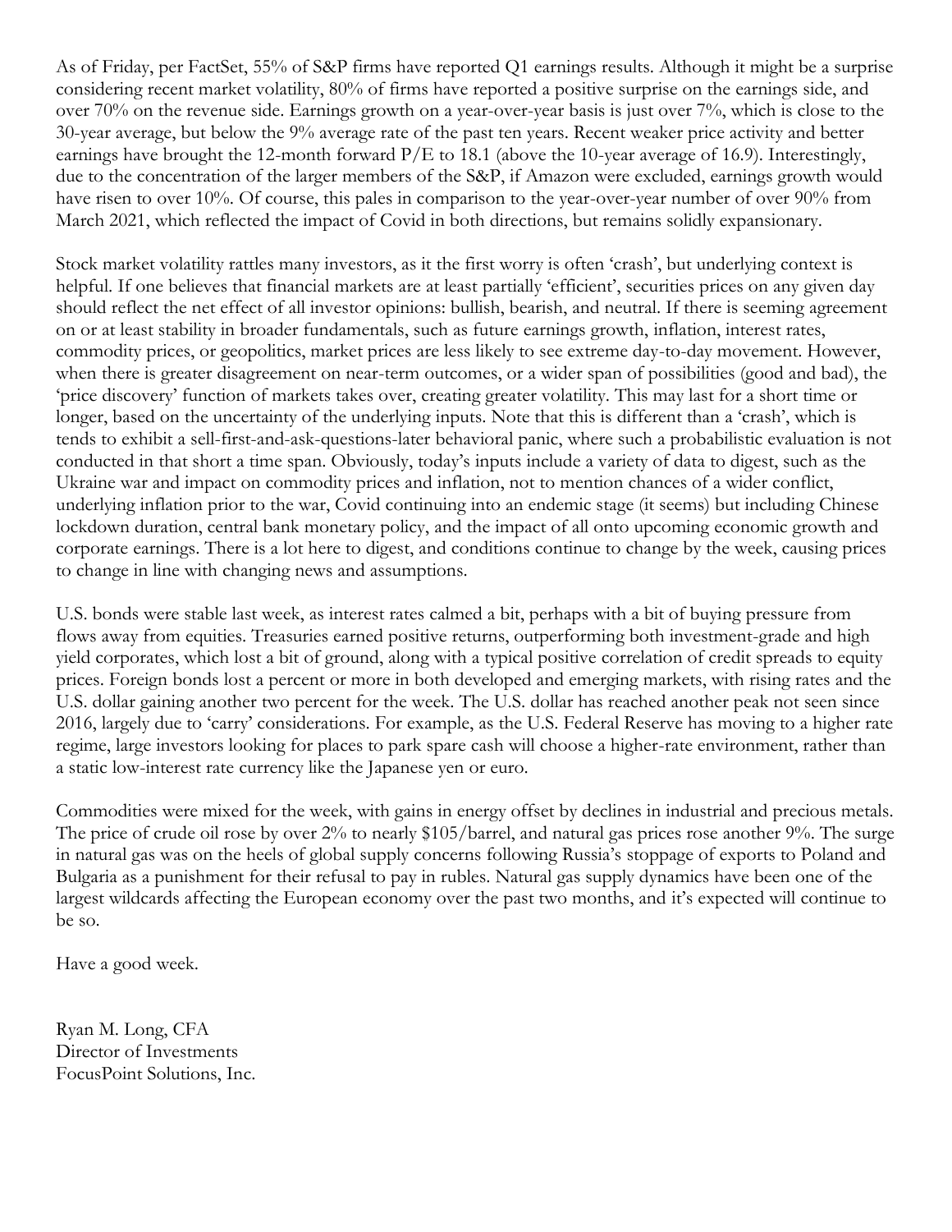As of Friday, per FactSet, 55% of S&P firms have reported Q1 earnings results. Although it might be a surprise considering recent market volatility, 80% of firms have reported a positive surprise on the earnings side, and over 70% on the revenue side. Earnings growth on a year-over-year basis is just over 7%, which is close to the 30-year average, but below the 9% average rate of the past ten years. Recent weaker price activity and better earnings have brought the 12-month forward P/E to 18.1 (above the 10-year average of 16.9). Interestingly, due to the concentration of the larger members of the S&P, if Amazon were excluded, earnings growth would have risen to over 10%. Of course, this pales in comparison to the year-over-year number of over 90% from March 2021, which reflected the impact of Covid in both directions, but remains solidly expansionary.

Stock market volatility rattles many investors, as it the first worry is often 'crash', but underlying context is helpful. If one believes that financial markets are at least partially 'efficient', securities prices on any given day should reflect the net effect of all investor opinions: bullish, bearish, and neutral. If there is seeming agreement on or at least stability in broader fundamentals, such as future earnings growth, inflation, interest rates, commodity prices, or geopolitics, market prices are less likely to see extreme day-to-day movement. However, when there is greater disagreement on near-term outcomes, or a wider span of possibilities (good and bad), the 'price discovery' function of markets takes over, creating greater volatility. This may last for a short time or longer, based on the uncertainty of the underlying inputs. Note that this is different than a 'crash', which is tends to exhibit a sell-first-and-ask-questions-later behavioral panic, where such a probabilistic evaluation is not conducted in that short a time span. Obviously, today's inputs include a variety of data to digest, such as the Ukraine war and impact on commodity prices and inflation, not to mention chances of a wider conflict, underlying inflation prior to the war, Covid continuing into an endemic stage (it seems) but including Chinese lockdown duration, central bank monetary policy, and the impact of all onto upcoming economic growth and corporate earnings. There is a lot here to digest, and conditions continue to change by the week, causing prices to change in line with changing news and assumptions.

U.S. bonds were stable last week, as interest rates calmed a bit, perhaps with a bit of buying pressure from flows away from equities. Treasuries earned positive returns, outperforming both investment-grade and high yield corporates, which lost a bit of ground, along with a typical positive correlation of credit spreads to equity prices. Foreign bonds lost a percent or more in both developed and emerging markets, with rising rates and the U.S. dollar gaining another two percent for the week. The U.S. dollar has reached another peak not seen since 2016, largely due to 'carry' considerations. For example, as the U.S. Federal Reserve has moving to a higher rate regime, large investors looking for places to park spare cash will choose a higher-rate environment, rather than a static low-interest rate currency like the Japanese yen or euro.

Commodities were mixed for the week, with gains in energy offset by declines in industrial and precious metals. The price of crude oil rose by over 2% to nearly $105/barrel, and natural gas prices rose another 9%. The surge in natural gas was on the heels of global supply concerns following Russia's stoppage of exports to Poland and Bulgaria as a punishment for their refusal to pay in rubles. Natural gas supply dynamics have been one of the largest wildcards affecting the European economy over the past two months, and it's expected will continue to be so.

Have a good week.

Ryan M. Long, CFA
Director of Investments
FocusPoint Solutions, Inc.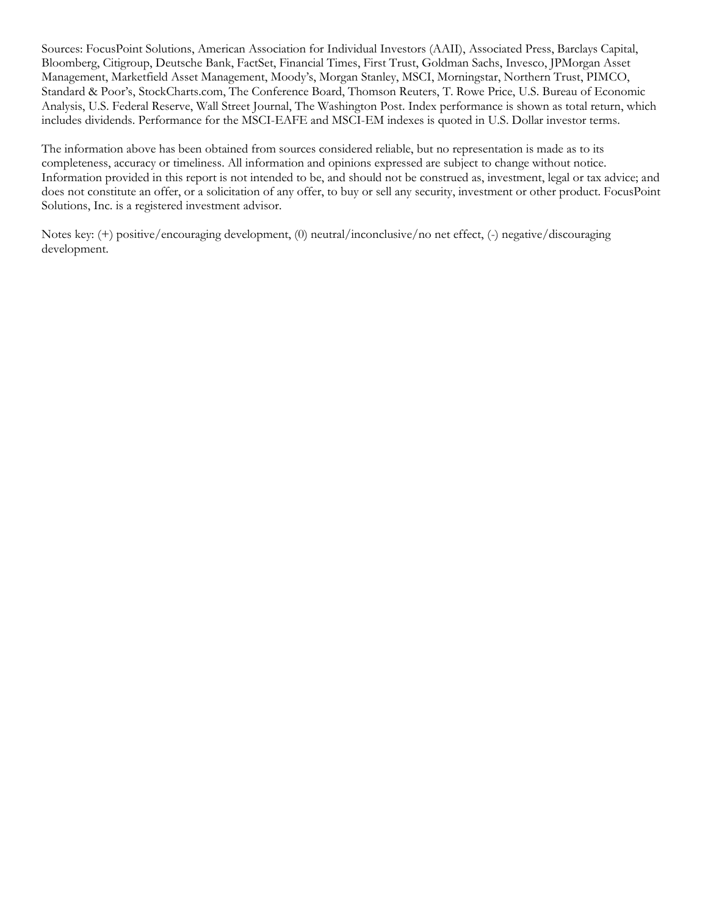Sources: FocusPoint Solutions, American Association for Individual Investors (AAII), Associated Press, Barclays Capital, Bloomberg, Citigroup, Deutsche Bank, FactSet, Financial Times, First Trust, Goldman Sachs, Invesco, JPMorgan Asset Management, Marketfield Asset Management, Moody's, Morgan Stanley, MSCI, Morningstar, Northern Trust, PIMCO, Standard & Poor's, StockCharts.com, The Conference Board, Thomson Reuters, T. Rowe Price, U.S. Bureau of Economic Analysis, U.S. Federal Reserve, Wall Street Journal, The Washington Post. Index performance is shown as total return, which includes dividends. Performance for the MSCI-EAFE and MSCI-EM indexes is quoted in U.S. Dollar investor terms.

The information above has been obtained from sources considered reliable, but no representation is made as to its completeness, accuracy or timeliness. All information and opinions expressed are subject to change without notice. Information provided in this report is not intended to be, and should not be construed as, investment, legal or tax advice; and does not constitute an offer, or a solicitation of any offer, to buy or sell any security, investment or other product. FocusPoint Solutions, Inc. is a registered investment advisor.

Notes key: (+) positive/encouraging development, (0) neutral/inconclusive/no net effect, (-) negative/discouraging development.